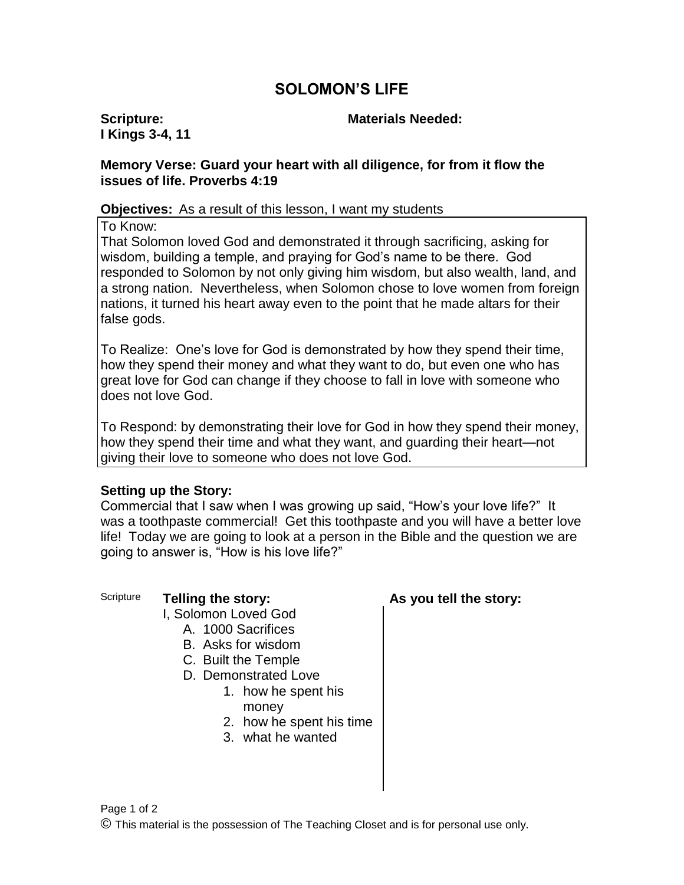# SOLOMON'S LIFE

**Scripture:**
**I Kings 3-4, 11**

**Materials Needed:**

**Memory Verse: Guard your heart with all diligence, for from it flow the issues of life. Proverbs 4:19**

**Objectives:** As a result of this lesson, I want my students

To Know:
That Solomon loved God and demonstrated it through sacrificing, asking for wisdom, building a temple, and praying for God's name to be there. God responded to Solomon by not only giving him wisdom, but also wealth, land, and a strong nation. Nevertheless, when Solomon chose to love women from foreign nations, it turned his heart away even to the point that he made altars for their false gods.

To Realize: One's love for God is demonstrated by how they spend their time, how they spend their money and what they want to do, but even one who has great love for God can change if they choose to fall in love with someone who does not love God.

To Respond: by demonstrating their love for God in how they spend their money, how they spend their time and what they want, and guarding their heart—not giving their love to someone who does not love God.

**Setting up the Story:**
Commercial that I saw when I was growing up said, "How's your love life?" It was a toothpaste commercial! Get this toothpaste and you will have a better love life! Today we are going to look at a person in the Bible and the question we are going to answer is, "How is his love life?"

| Scripture | **Telling the story:** | **As you tell the story:** |
| --- | --- | --- |
| | I, Solomon Loved God<br>A. 1000 Sacrifices<br>B. Asks for wisdom<br>C. Built the Temple<br>D. Demonstrated Love<br>1. how he spent his money<br>2. how he spent his time<br>3. what he wanted | |

© This material is the possession of The Teaching Closet and is for personal use only.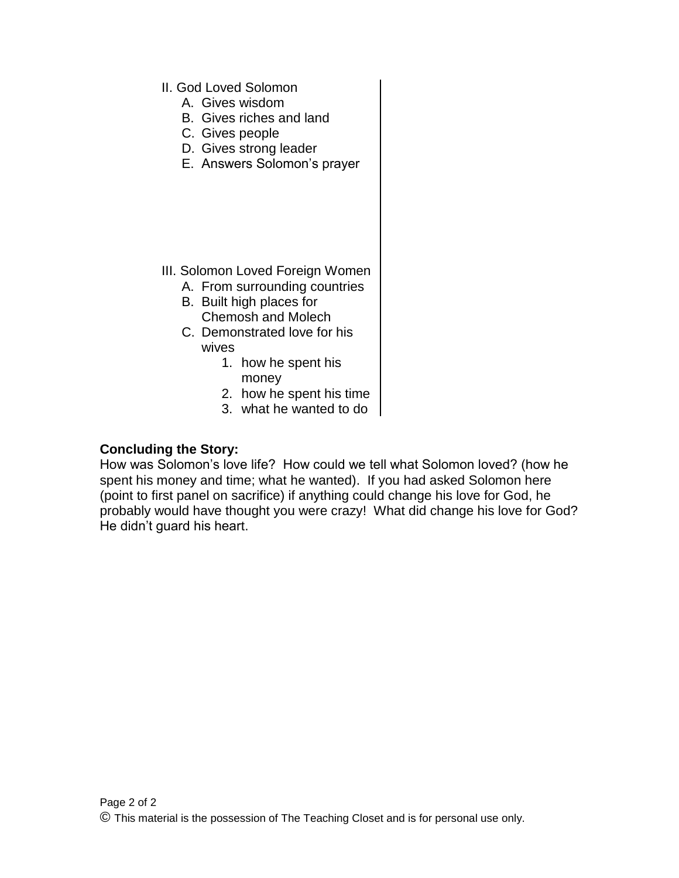II. God Loved Solomon
   A. Gives wisdom
   B. Gives riches and land
   C. Gives people
   D. Gives strong leader
   E. Answers Solomon's prayer

III. Solomon Loved Foreign Women
   A. From surrounding countries
   B. Built high places for Chemosh and Molech
   C. Demonstrated love for his wives
      1. how he spent his money
      2. how he spent his time
      3. what he wanted to do

**Concluding the Story:**
How was Solomon's love life? How could we tell what Solomon loved? (how he spent his money and time; what he wanted). If you had asked Solomon here (point to first panel on sacrifice) if anything could change his love for God, he probably would have thought you were crazy! What did change his love for God? He didn't guard his heart.

© This material is the possession of The Teaching Closet and is for personal use only.